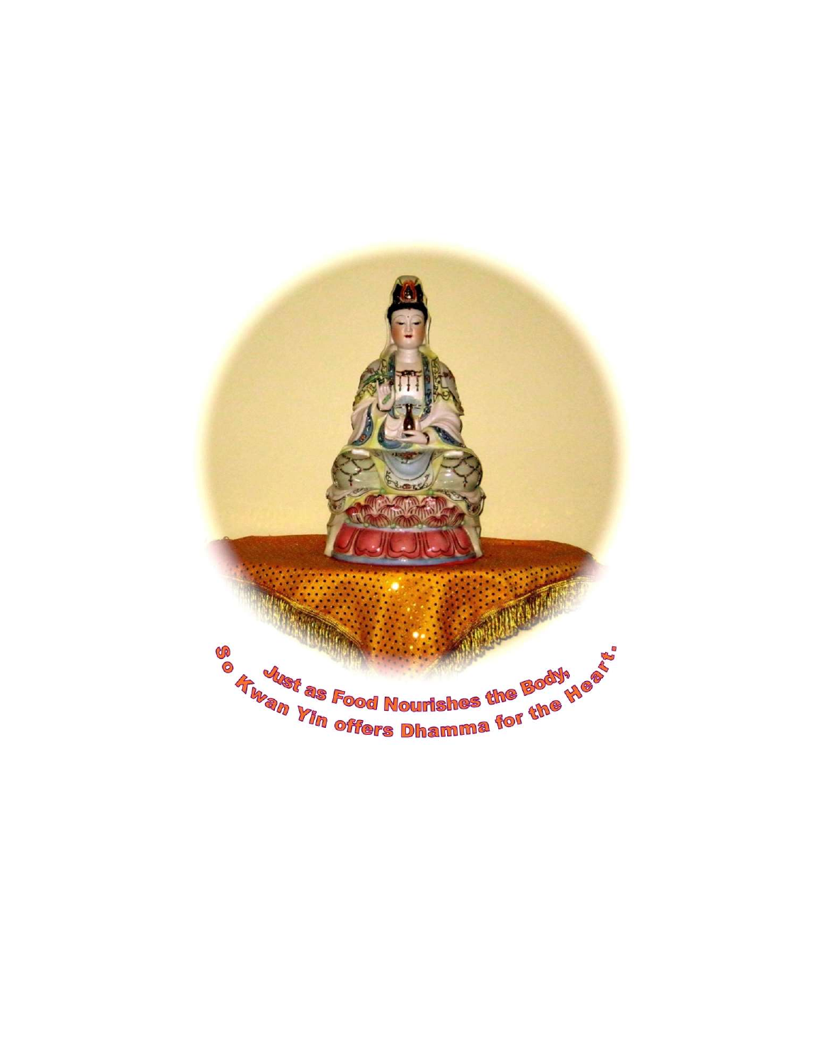Just as Food Nourishes the Body,
So Kwan Yin offers Dhamma for the Heart.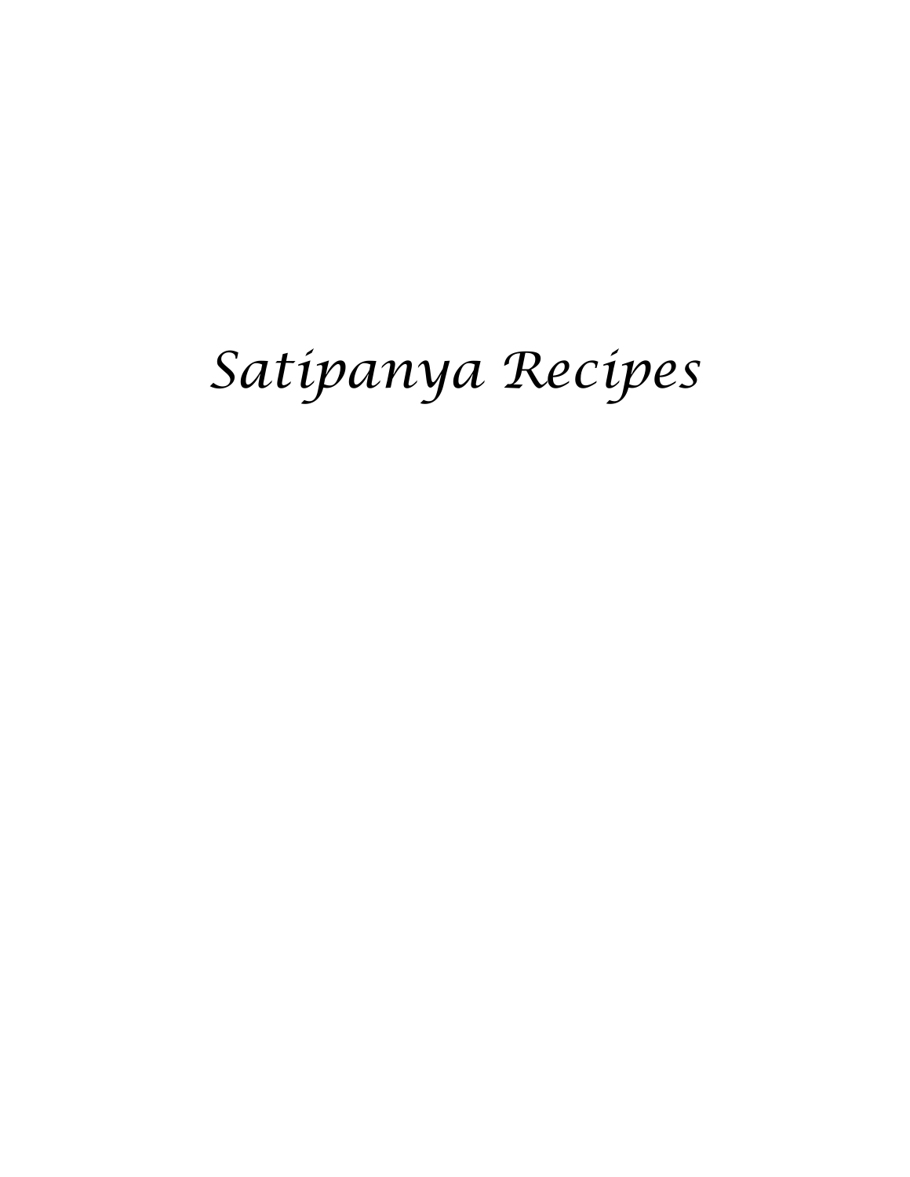# *Satipanya Recipes*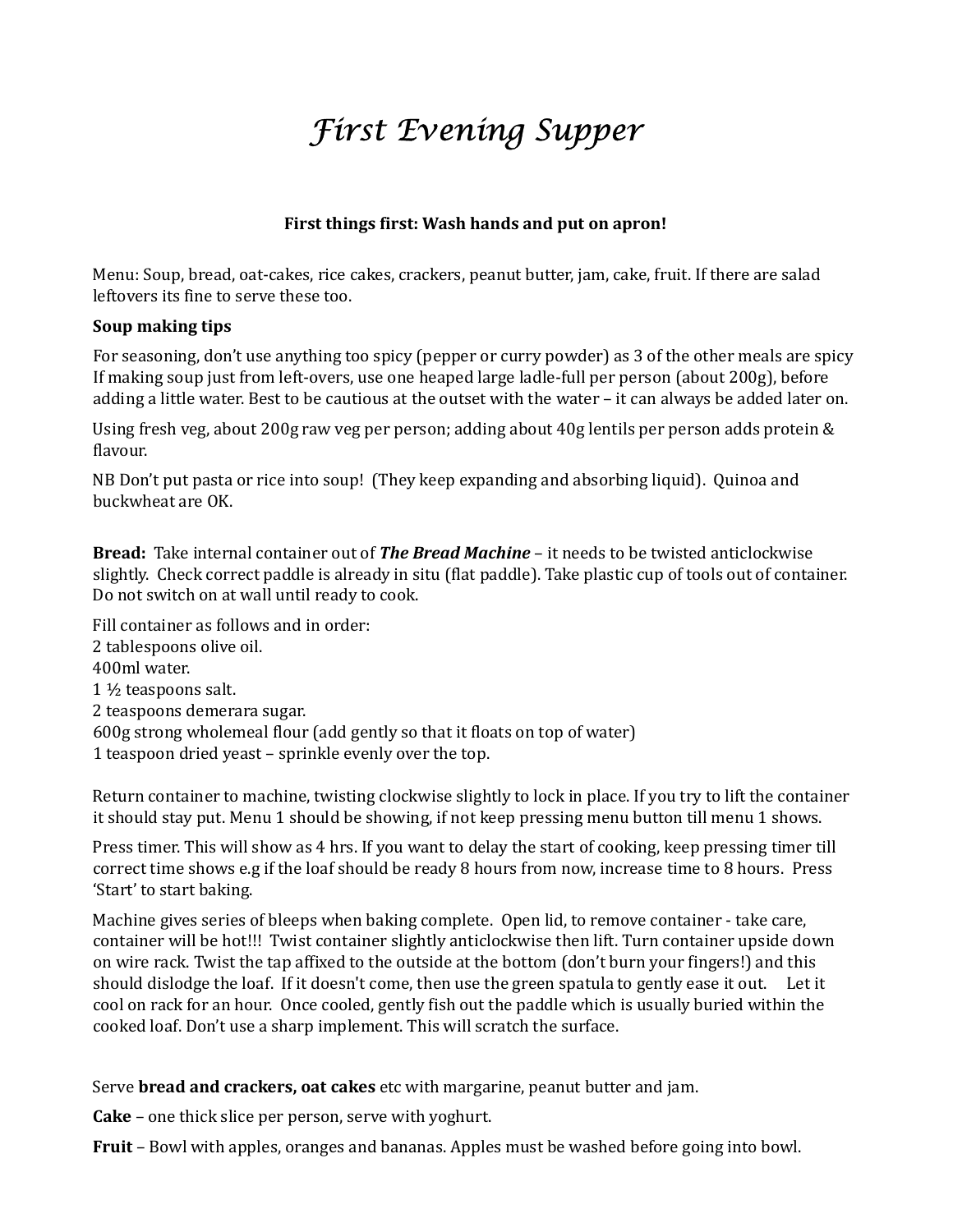# *First Evening Supper*

**First things first: Wash hands and put on apron!**

Menu: Soup, bread, oat-cakes, rice cakes, crackers, peanut butter, jam, cake, fruit. If there are salad leftovers its fine to serve these too.

**Soup making tips**

For seasoning, don't use anything too spicy (pepper or curry powder) as 3 of the other meals are spicy
If making soup just from left-overs, use one heaped large ladle-full per person (about 200g), before adding a little water. Best to be cautious at the outset with the water – it can always be added later on.

Using fresh veg, about 200g raw veg per person; adding about 40g lentils per person adds protein & flavour.

NB Don't put pasta or rice into soup! (They keep expanding and absorbing liquid). Quinoa and buckwheat are OK.

**Bread:** Take internal container out of ***The Bread Machine*** – it needs to be twisted anticlockwise slightly. Check correct paddle is already in situ (flat paddle). Take plastic cup of tools out of container. Do not switch on at wall until ready to cook.

Fill container as follows and in order:
2 tablespoons olive oil.
400ml water.
1 ½ teaspoons salt.
2 teaspoons demerara sugar.
600g strong wholemeal flour (add gently so that it floats on top of water)
1 teaspoon dried yeast – sprinkle evenly over the top.

Return container to machine, twisting clockwise slightly to lock in place. If you try to lift the container it should stay put. Menu 1 should be showing, if not keep pressing menu button till menu 1 shows.

Press timer. This will show as 4 hrs. If you want to delay the start of cooking, keep pressing timer till correct time shows e.g if the loaf should be ready 8 hours from now, increase time to 8 hours. Press 'Start' to start baking.

Machine gives series of bleeps when baking complete. Open lid, to remove container - take care, container will be hot!!! Twist container slightly anticlockwise then lift. Turn container upside down on wire rack. Twist the tap affixed to the outside at the bottom (don't burn your fingers!) and this should dislodge the loaf. If it doesn't come, then use the green spatula to gently ease it out. Let it cool on rack for an hour. Once cooled, gently fish out the paddle which is usually buried within the cooked loaf. Don't use a sharp implement. This will scratch the surface.

Serve **bread and crackers, oat cakes** etc with margarine, peanut butter and jam.

**Cake** – one thick slice per person, serve with yoghurt.

**Fruit** – Bowl with apples, oranges and bananas. Apples must be washed before going into bowl.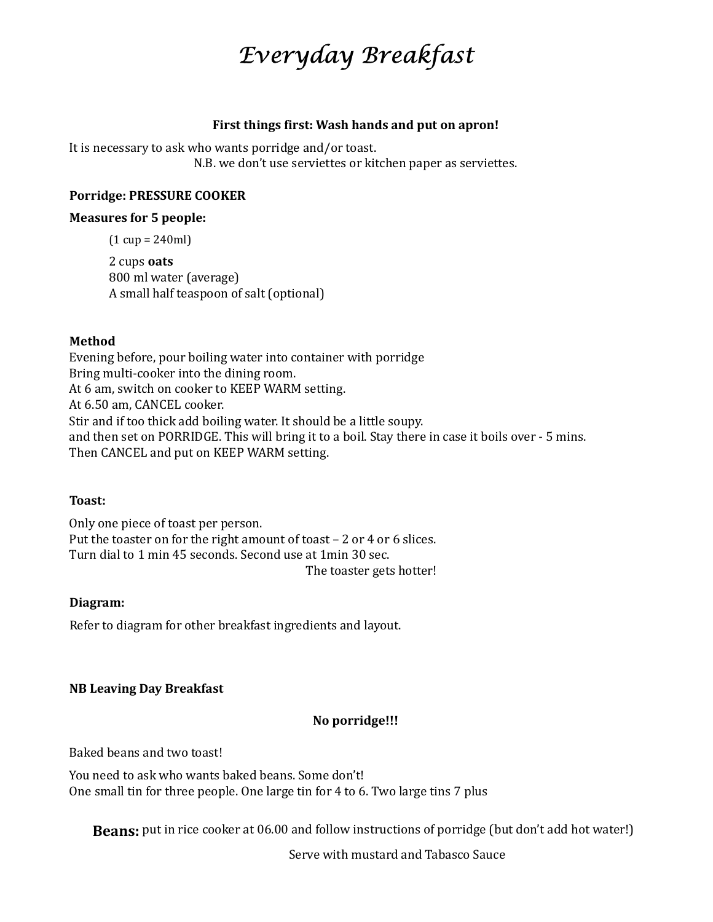# *Everyday Breakfast*

**First things first: Wash hands and put on apron!**

It is necessary to ask who wants porridge and/or toast.

N.B. we don't use serviettes or kitchen paper as serviettes.

**Porridge: PRESSURE COOKER**

**Measures for 5 people:**

(1 cup = 240ml)

2 cups **oats**
800 ml water (average)
A small half teaspoon of salt (optional)

**Method**

Evening before, pour boiling water into container with porridge
Bring multi-cooker into the dining room.
At 6 am, switch on cooker to KEEP WARM setting.
At 6.50 am, CANCEL cooker.
Stir and if too thick add boiling water. It should be a little soupy.
and then set on PORRIDGE. This will bring it to a boil. Stay there in case it boils over - 5 mins.
Then CANCEL and put on KEEP WARM setting.

**Toast:**

Only one piece of toast per person.
Put the toaster on for the right amount of toast – 2 or 4 or 6 slices.
Turn dial to 1 min 45 seconds. Second use at 1min 30 sec.

The toaster gets hotter!

**Diagram:**

Refer to diagram for other breakfast ingredients and layout.

**NB Leaving Day Breakfast**

**No porridge!!!**

Baked beans and two toast!

You need to ask who wants baked beans. Some don't!
One small tin for three people. One large tin for 4 to 6. Two large tins 7 plus

**Beans:** put in rice cooker at 06.00 and follow instructions of porridge (but don't add hot water!)

Serve with mustard and Tabasco Sauce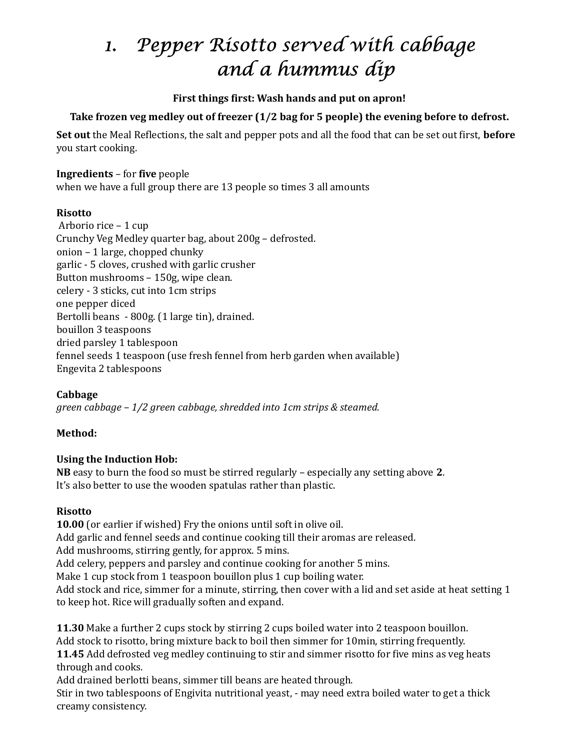# 1. Pepper Risotto served with cabbage and a hummus dip

**First things first: Wash hands and put on apron!**

**Take frozen veg medley out of freezer (1/2 bag for 5 people) the evening before to defrost.**

**Set out** the Meal Reflections, the salt and pepper pots and all the food that can be set out first, **before** you start cooking.

**Ingredients** – for **five** people
when we have a full group there are 13 people so times 3 all amounts

**Risotto**
Arborio rice – 1 cup
Crunchy Veg Medley quarter bag, about 200g – defrosted.
onion – 1 large, chopped chunky
garlic - 5 cloves, crushed with garlic crusher
Button mushrooms – 150g, wipe clean.
celery - 3 sticks, cut into 1cm strips
one pepper diced
Bertolli beans - 800g. (1 large tin), drained.
bouillon 3 teaspoons
dried parsley 1 tablespoon
fennel seeds 1 teaspoon (use fresh fennel from herb garden when available)
Engevita 2 tablespoons

**Cabbage**
*green cabbage – 1/2 green cabbage, shredded into 1cm strips & steamed.*

**Method:**

**Using the Induction Hob:**
**NB** easy to burn the food so must be stirred regularly – especially any setting above **2**.
It's also better to use the wooden spatulas rather than plastic.

**Risotto**
**10.00** (or earlier if wished) Fry the onions until soft in olive oil.
Add garlic and fennel seeds and continue cooking till their aromas are released.
Add mushrooms, stirring gently, for approx. 5 mins.
Add celery, peppers and parsley and continue cooking for another 5 mins.
Make 1 cup stock from 1 teaspoon bouillon plus 1 cup boiling water.
Add stock and rice, simmer for a minute, stirring, then cover with a lid and set aside at heat setting 1 to keep hot. Rice will gradually soften and expand.

**11.30** Make a further 2 cups stock by stirring 2 cups boiled water into 2 teaspoon bouillon.
Add stock to risotto, bring mixture back to boil then simmer for 10min, stirring frequently.
**11.45** Add defrosted veg medley continuing to stir and simmer risotto for five mins as veg heats through and cooks.
Add drained berlotti beans, simmer till beans are heated through.
Stir in two tablespoons of Engivita nutritional yeast, - may need extra boiled water to get a thick creamy consistency.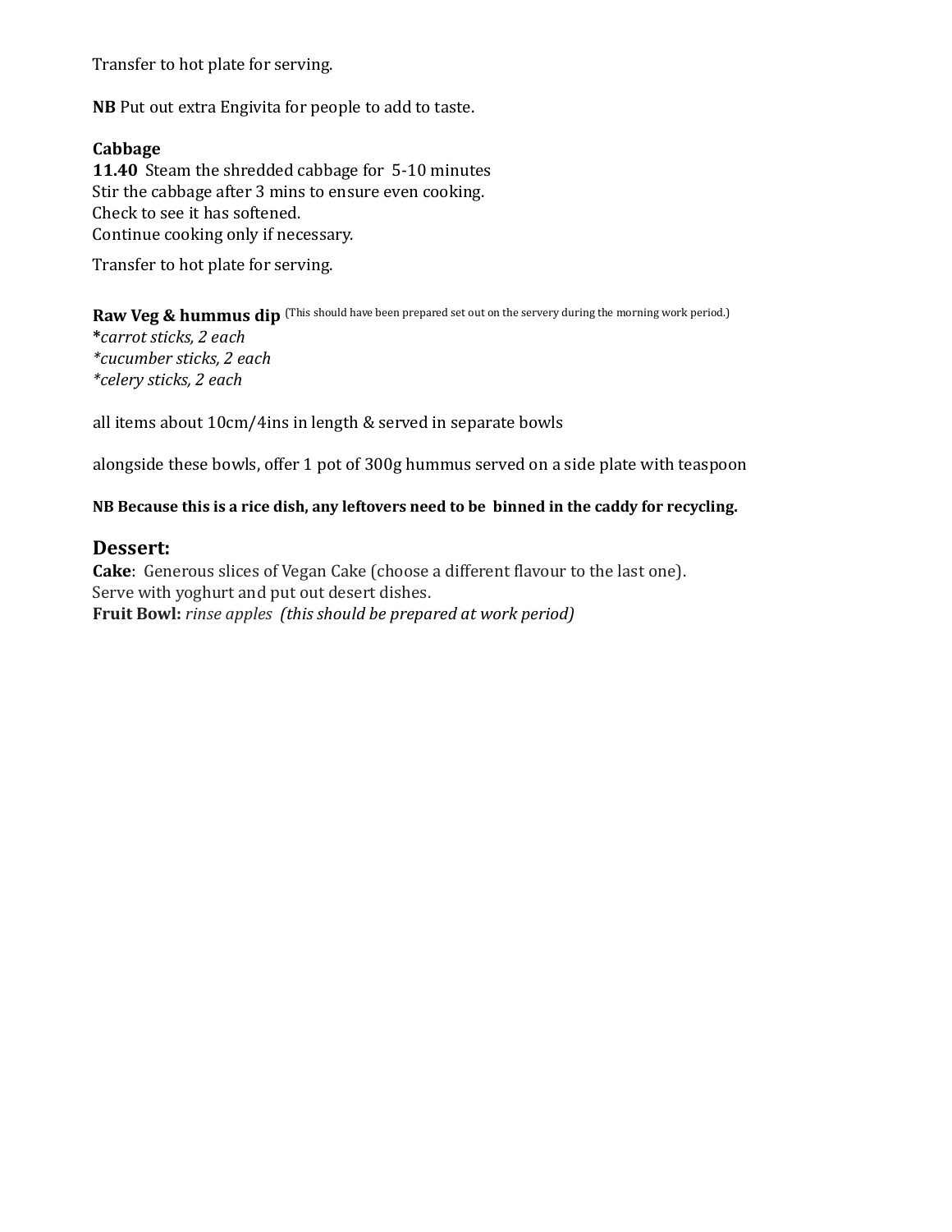Transfer to hot plate for serving.

**NB** Put out extra Engivita for people to add to taste.

**Cabbage**
**11.40** Steam the shredded cabbage for 5-10 minutes
Stir the cabbage after 3 mins to ensure even cooking.
Check to see it has softened.
Continue cooking only if necessary.

Transfer to hot plate for serving.

**Raw Veg & hummus dip** (This should have been prepared set out on the servery during the morning work period.)
***carrot sticks, 2 each***
**cucumber sticks, 2 each*
**celery sticks, 2 each*

all items about 10cm/4ins in length & served in separate bowls

alongside these bowls, offer 1 pot of 300g hummus served on a side plate with teaspoon

**NB Because this is a rice dish, any leftovers need to be binned in the caddy for recycling.**

## Dessert:

**Cake**: Generous slices of Vegan Cake (choose a different flavour to the last one).
Serve with yoghurt and put out desert dishes.
**Fruit Bowl:** *rinse apples (this should be prepared at work period)*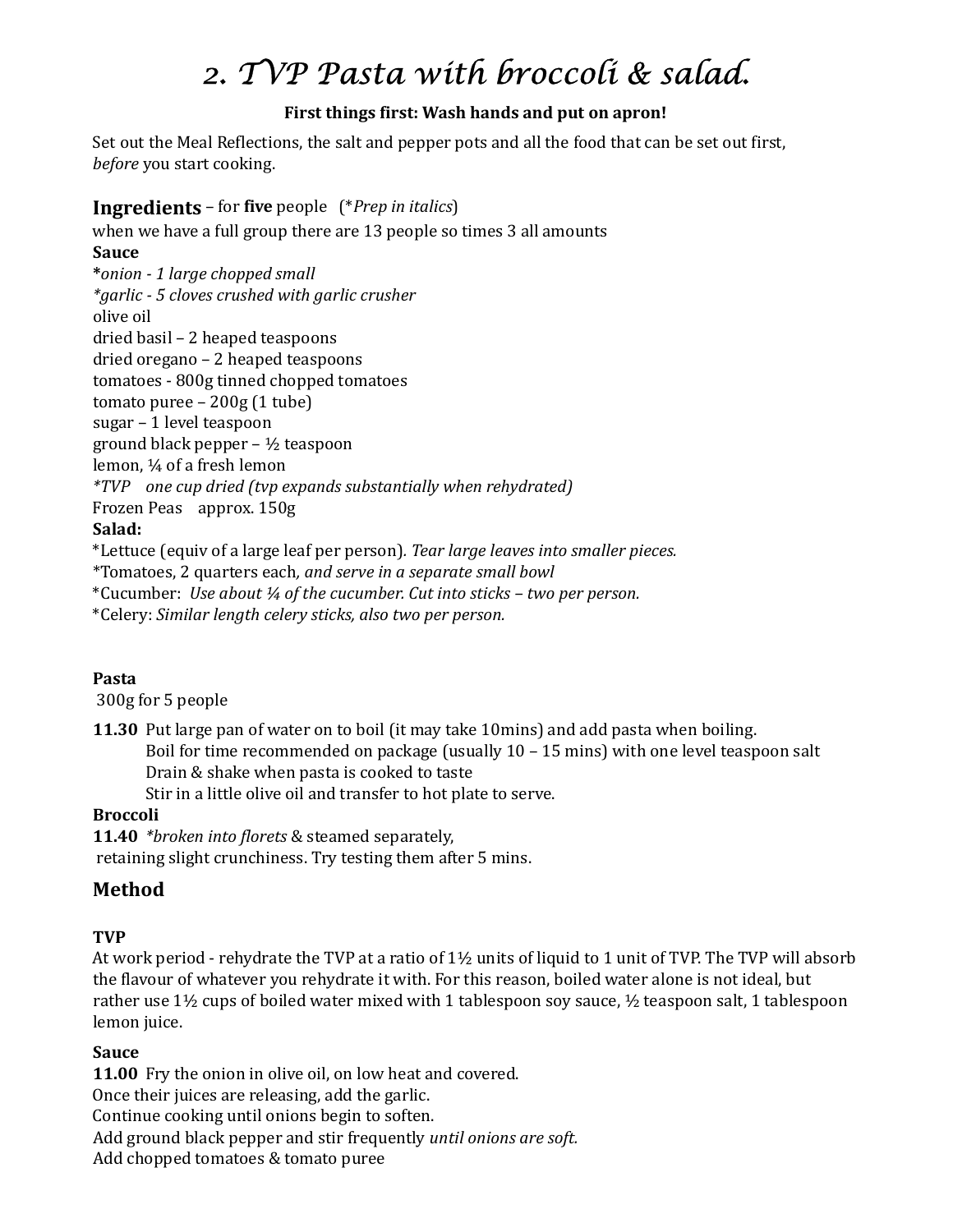# *2. TVP Pasta with broccoli & salad.*

**First things first: Wash hands and put on apron!**

Set out the Meal Reflections, the salt and pepper pots and all the food that can be set out first, *before* you start cooking.

**Ingredients** – for **five** people (*Prep in italics*)
when we have a full group there are 13 people so times 3 all amounts

**Sauce**

**\***_onion - 1 large chopped small_
*\*garlic - 5 cloves crushed with garlic crusher*
olive oil
dried basil – 2 heaped teaspoons
dried oregano – 2 heaped teaspoons
tomatoes - 800g tinned chopped tomatoes
tomato puree – 200g (1 tube)
sugar – 1 level teaspoon
ground black pepper – ½ teaspoon
lemon, ¼ of a fresh lemon
*\*TVP one cup dried (tvp expands substantially when rehydrated)*
Frozen Peas approx. 150g

**Salad:**

\*Lettuce (equiv of a large leaf per person)*. Tear large leaves into smaller pieces.*
\*Tomatoes, 2 quarters each*, and serve in a separate small bowl*
\*Cucumber: *Use about ¼ of the cucumber. Cut into sticks – two per person.*
\*Celery: *Similar length celery sticks, also two per person.*

**Pasta**

300g for 5 people

**11.30** Put large pan of water on to boil (it may take 10mins) and add pasta when boiling.
Boil for time recommended on package (usually 10 – 15 mins) with one level teaspoon salt
Drain & shake when pasta is cooked to taste
Stir in a little olive oil and transfer to hot plate to serve.

**Broccoli**

**11.40** *\*broken into florets* & steamed separately,
retaining slight crunchiness. Try testing them after 5 mins.

## Method

**TVP**

At work period - rehydrate the TVP at a ratio of 1½ units of liquid to 1 unit of TVP. The TVP will absorb the flavour of whatever you rehydrate it with. For this reason, boiled water alone is not ideal, but rather use 1½ cups of boiled water mixed with 1 tablespoon soy sauce, ½ teaspoon salt, 1 tablespoon lemon juice.

**Sauce**

**11.00** Fry the onion in olive oil, on low heat and covered.
Once their juices are releasing, add the garlic.
Continue cooking until onions begin to soften.
Add ground black pepper and stir frequently *until onions are soft.*
Add chopped tomatoes & tomato puree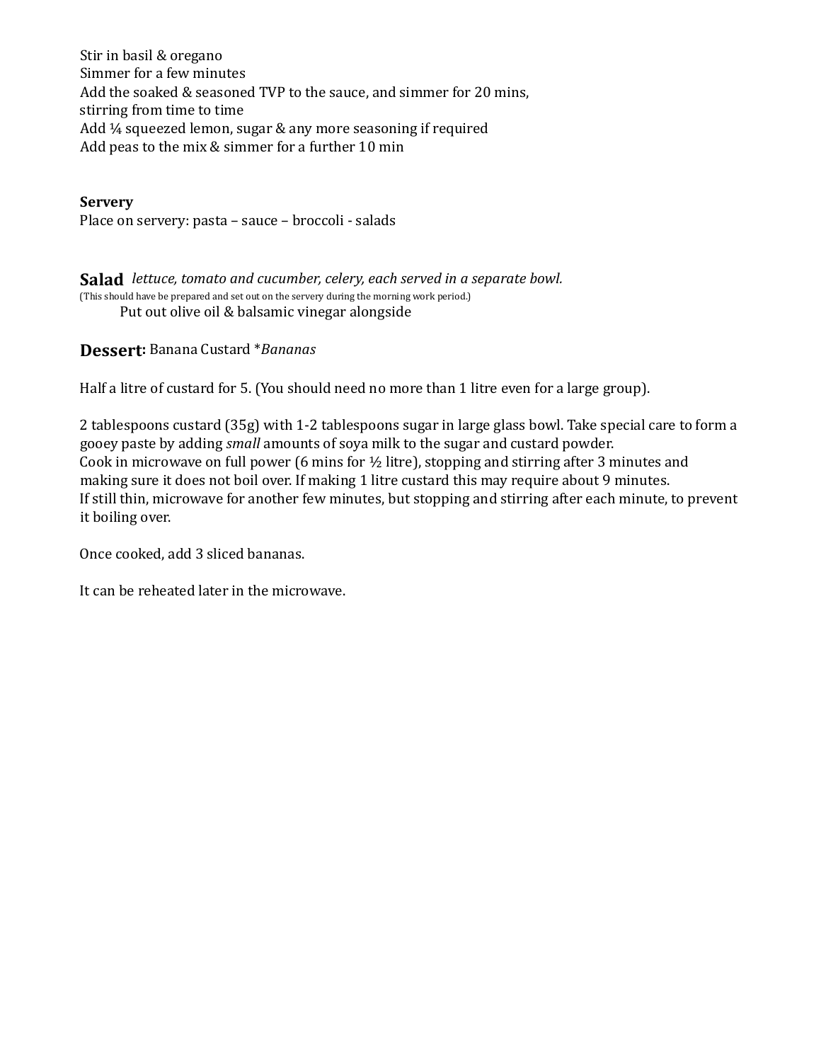Stir in basil & oregano
Simmer for a few minutes
Add the soaked & seasoned TVP to the sauce, and simmer for 20 mins, stirring from time to time
Add ¼ squeezed lemon, sugar & any more seasoning if required
Add peas to the mix & simmer for a further 10 min

**Servery**
Place on servery: pasta – sauce – broccoli - salads

## Salad *lettuce, tomato and cucumber, celery, each served in a separate bowl.*

(This should have be prepared and set out on the servery during the morning work period.)

Put out olive oil & balsamic vinegar alongside

## Dessert: Banana Custard **Bananas*

Half a litre of custard for 5. (You should need no more than 1 litre even for a large group).

2 tablespoons custard (35g) with 1-2 tablespoons sugar in large glass bowl. Take special care to form a gooey paste by adding *small* amounts of soya milk to the sugar and custard powder.
Cook in microwave on full power (6 mins for ½ litre), stopping and stirring after 3 minutes and making sure it does not boil over. If making 1 litre custard this may require about 9 minutes.
If still thin, microwave for another few minutes, but stopping and stirring after each minute, to prevent it boiling over.

Once cooked, add 3 sliced bananas.

It can be reheated later in the microwave.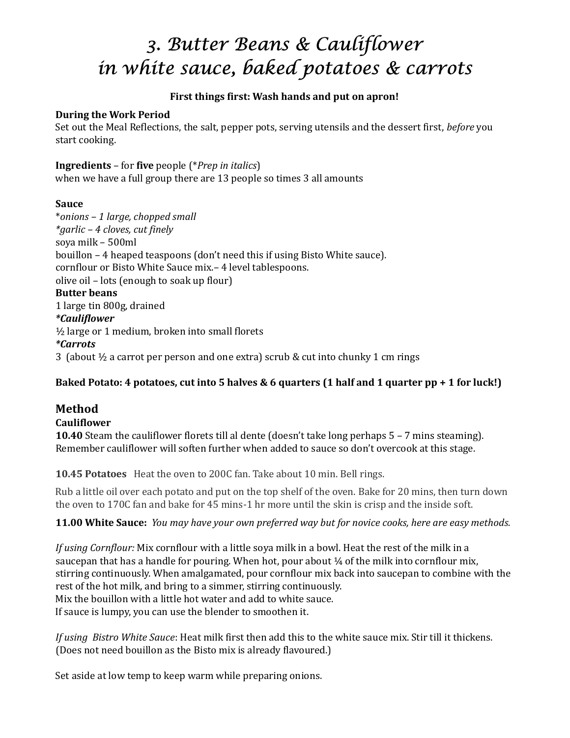# 3. Butter Beans & Cauliflower in white sauce, baked potatoes & carrots

**First things first: Wash hands and put on apron!**

**During the Work Period**
Set out the Meal Reflections, the salt, pepper pots, serving utensils and the dessert first, *before* you start cooking.

**Ingredients** – for **five** people (**Prep in italics*)
when we have a full group there are 13 people so times 3 all amounts

**Sauce**
**onions – 1 large, chopped small*
**garlic – 4 cloves, cut finely*
soya milk – 500ml
bouillon – 4 heaped teaspoons (don't need this if using Bisto White sauce).
cornflour or Bisto White Sauce mix.– 4 level tablespoons.
olive oil – lots (enough to soak up flour)
**Butter beans**
1 large tin 800g, drained
***Cauliflower***
½ large or 1 medium, broken into small florets
***Carrots***
3 (about ½ a carrot per person and one extra) scrub & cut into chunky 1 cm rings

**Baked Potato: 4 potatoes, cut into 5 halves & 6 quarters (1 half and 1 quarter pp + 1 for luck!)**

## Method

**Cauliflower**
**10.40** Steam the cauliflower florets till al dente (doesn't take long perhaps 5 – 7 mins steaming). Remember cauliflower will soften further when added to sauce so don't overcook at this stage.

**10.45 Potatoes** Heat the oven to 200C fan. Take about 10 min. Bell rings.

Rub a little oil over each potato and put on the top shelf of the oven. Bake for 20 mins, then turn down the oven to 170C fan and bake for 45 mins-1 hr more until the skin is crisp and the inside soft.

**11.00 White Sauce:** *You may have your own preferred way but for novice cooks, here are easy methods.*

*If using Cornflour:* Mix cornflour with a little soya milk in a bowl. Heat the rest of the milk in a saucepan that has a handle for pouring. When hot, pour about ¼ of the milk into cornflour mix, stirring continuously. When amalgamated, pour cornflour mix back into saucepan to combine with the rest of the hot milk, and bring to a simmer, stirring continuously.
Mix the bouillon with a little hot water and add to white sauce.
If sauce is lumpy, you can use the blender to smoothen it.

*If using Bistro White Sauce*: Heat milk first then add this to the white sauce mix. Stir till it thickens. (Does not need bouillon as the Bisto mix is already flavoured.)

Set aside at low temp to keep warm while preparing onions.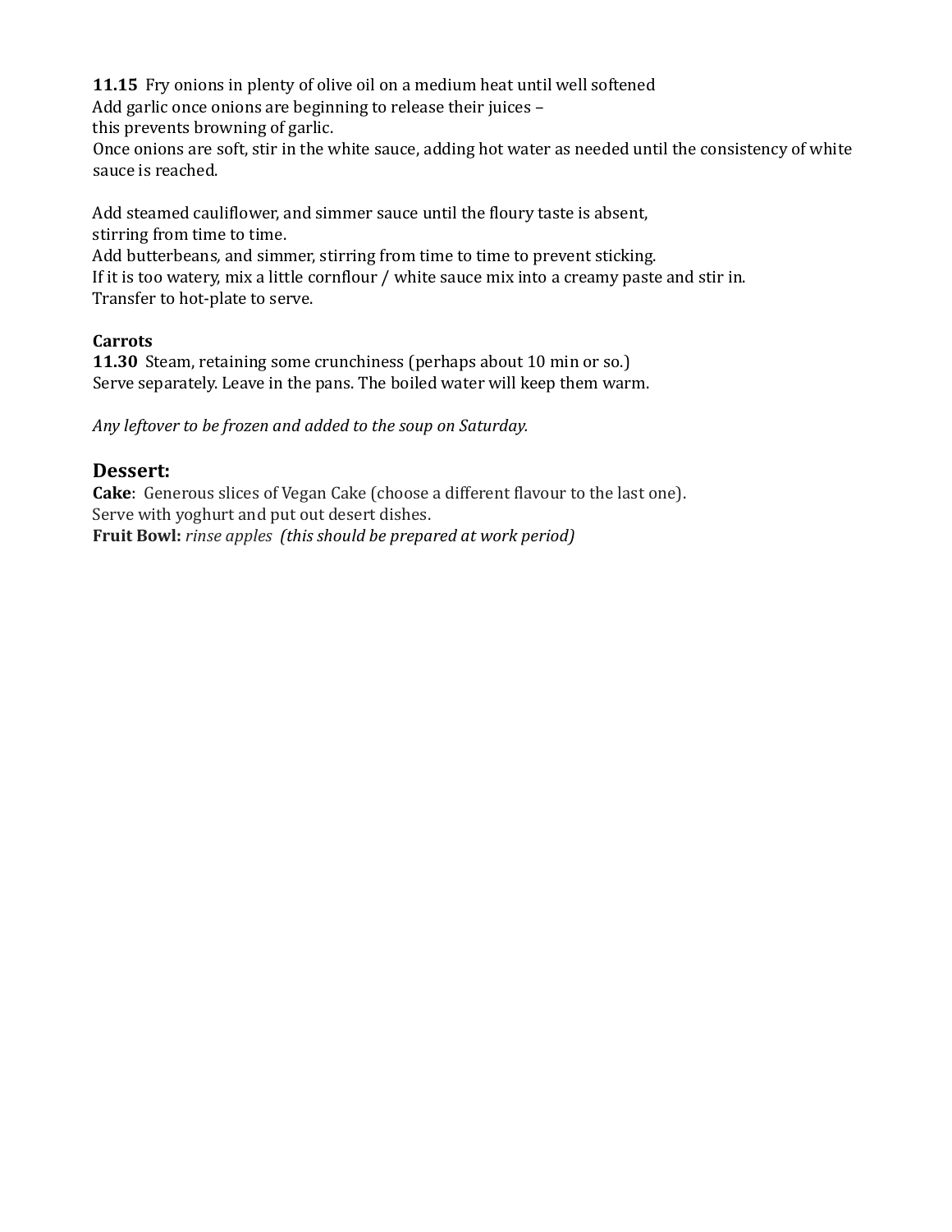**11.15** Fry onions in plenty of olive oil on a medium heat until well softened
Add garlic once onions are beginning to release their juices –
this prevents browning of garlic.
Once onions are soft, stir in the white sauce, adding hot water as needed until the consistency of white sauce is reached.

Add steamed cauliflower, and simmer sauce until the floury taste is absent,
stirring from time to time.
Add butterbeans, and simmer, stirring from time to time to prevent sticking.
If it is too watery, mix a little cornflour / white sauce mix into a creamy paste and stir in.
Transfer to hot-plate to serve.

**Carrots**
**11.30** Steam, retaining some crunchiness (perhaps about 10 min or so.)
Serve separately. Leave in the pans. The boiled water will keep them warm.

*Any leftover to be frozen and added to the soup on Saturday.*

## Dessert:

**Cake**: Generous slices of Vegan Cake (choose a different flavour to the last one).
Serve with yoghurt and put out desert dishes.
**Fruit Bowl:** *rinse apples (this should be prepared at work period)*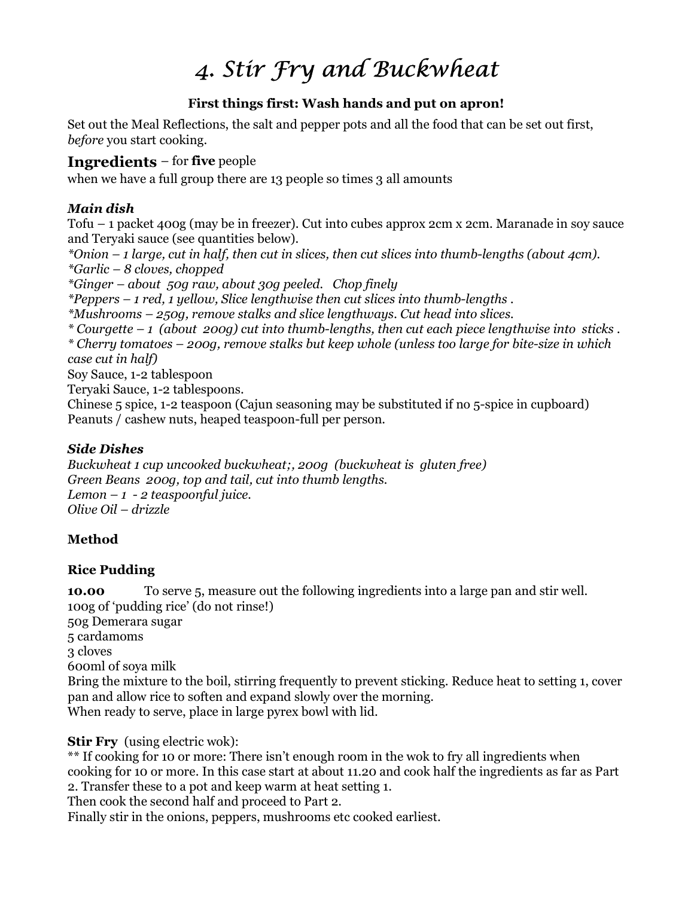# *4. Stir Fry and Buckwheat*

**First things first: Wash hands and put on apron!**

Set out the Meal Reflections, the salt and pepper pots and all the food that can be set out first, *before* you start cooking.

## Ingredients – for **five** people

when we have a full group there are 13 people so times 3 all amounts

### *Main dish*

Tofu – 1 packet 400g (may be in freezer). Cut into cubes approx 2cm x 2cm. Maranade in soy sauce and Teryaki sauce (see quantities below).
*\*Onion – 1 large, cut in half, then cut in slices, then cut slices into thumb-lengths (about 4cm).*
*\*Garlic – 8 cloves, chopped*
*\*Ginger – about 50g raw, about 30g peeled. Chop finely*
*\*Peppers – 1 red, 1 yellow, Slice lengthwise then cut slices into thumb-lengths .*
*\*Mushrooms – 250g, remove stalks and slice lengthways. Cut head into slices.*
*\* Courgette – 1 (about 200g) cut into thumb-lengths, then cut each piece lengthwise into sticks .*
*\* Cherry tomatoes – 200g, remove stalks but keep whole (unless too large for bite-size in which case cut in half)*
Soy Sauce, 1-2 tablespoon
Teryaki Sauce, 1-2 tablespoons.
Chinese 5 spice, 1-2 teaspoon (Cajun seasoning may be substituted if no 5-spice in cupboard)
Peanuts / cashew nuts, heaped teaspoon-full per person.

### *Side Dishes*

*Buckwheat 1 cup uncooked buckwheat;, 200g (buckwheat is gluten free)*
*Green Beans 200g, top and tail, cut into thumb lengths.*
*Lemon – 1 - 2 teaspoonful juice.*
*Olive Oil – drizzle*

### Method

### Rice Pudding

**10.00** To serve 5, measure out the following ingredients into a large pan and stir well.
100g of 'pudding rice' (do not rinse!)
50g Demerara sugar
5 cardamoms
3 cloves
600ml of soya milk
Bring the mixture to the boil, stirring frequently to prevent sticking. Reduce heat to setting 1, cover pan and allow rice to soften and expand slowly over the morning.
When ready to serve, place in large pyrex bowl with lid.

**Stir Fry** (using electric wok):
\*\* If cooking for 10 or more: There isn't enough room in the wok to fry all ingredients when cooking for 10 or more. In this case start at about 11.20 and cook half the ingredients as far as Part 2. Transfer these to a pot and keep warm at heat setting 1.
Then cook the second half and proceed to Part 2.
Finally stir in the onions, peppers, mushrooms etc cooked earliest.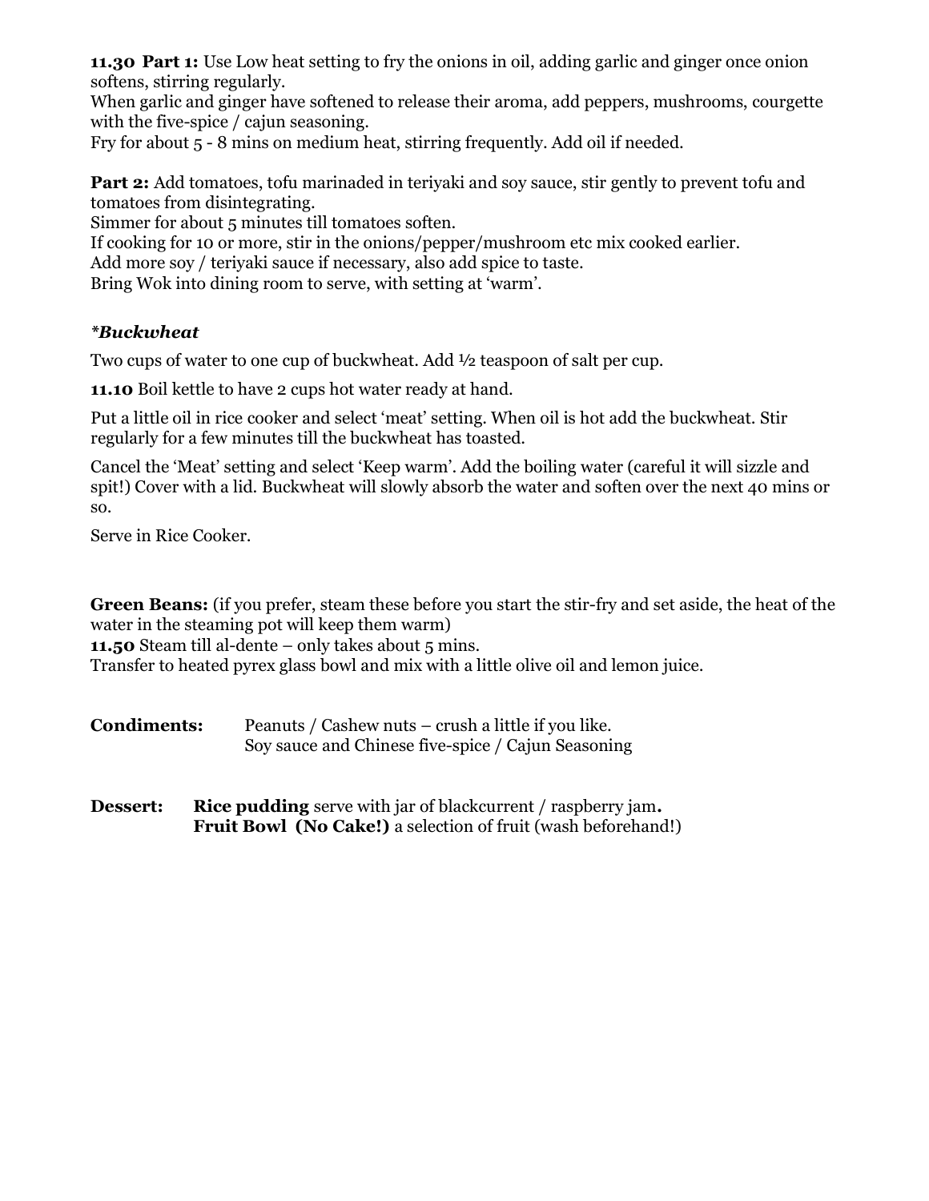**11.30 Part 1:** Use Low heat setting to fry the onions in oil, adding garlic and ginger once onion softens, stirring regularly.
When garlic and ginger have softened to release their aroma, add peppers, mushrooms, courgette with the five-spice / cajun seasoning.
Fry for about 5 - 8 mins on medium heat, stirring frequently. Add oil if needed.

**Part 2:** Add tomatoes, tofu marinaded in teriyaki and soy sauce, stir gently to prevent tofu and tomatoes from disintegrating.
Simmer for about 5 minutes till tomatoes soften.
If cooking for 10 or more, stir in the onions/pepper/mushroom etc mix cooked earlier.
Add more soy / teriyaki sauce if necessary, also add spice to taste.
Bring Wok into dining room to serve, with setting at 'warm'.

### *\*Buckwheat*

Two cups of water to one cup of buckwheat. Add ½ teaspoon of salt per cup.

**11.10** Boil kettle to have 2 cups hot water ready at hand.

Put a little oil in rice cooker and select 'meat' setting. When oil is hot add the buckwheat. Stir regularly for a few minutes till the buckwheat has toasted.

Cancel the 'Meat' setting and select 'Keep warm'. Add the boiling water (careful it will sizzle and spit!) Cover with a lid. Buckwheat will slowly absorb the water and soften over the next 40 mins or so.

Serve in Rice Cooker.

**Green Beans:** (if you prefer, steam these before you start the stir-fry and set aside, the heat of the water in the steaming pot will keep them warm)
**11.50** Steam till al-dente – only takes about 5 mins.
Transfer to heated pyrex glass bowl and mix with a little olive oil and lemon juice.

**Condiments:** Peanuts / Cashew nuts – crush a little if you like.
Soy sauce and Chinese five-spice / Cajun Seasoning

**Dessert:** **Rice pudding** serve with jar of blackcurrent / raspberry jam**.**
**Fruit Bowl (No Cake!)** a selection of fruit (wash beforehand!)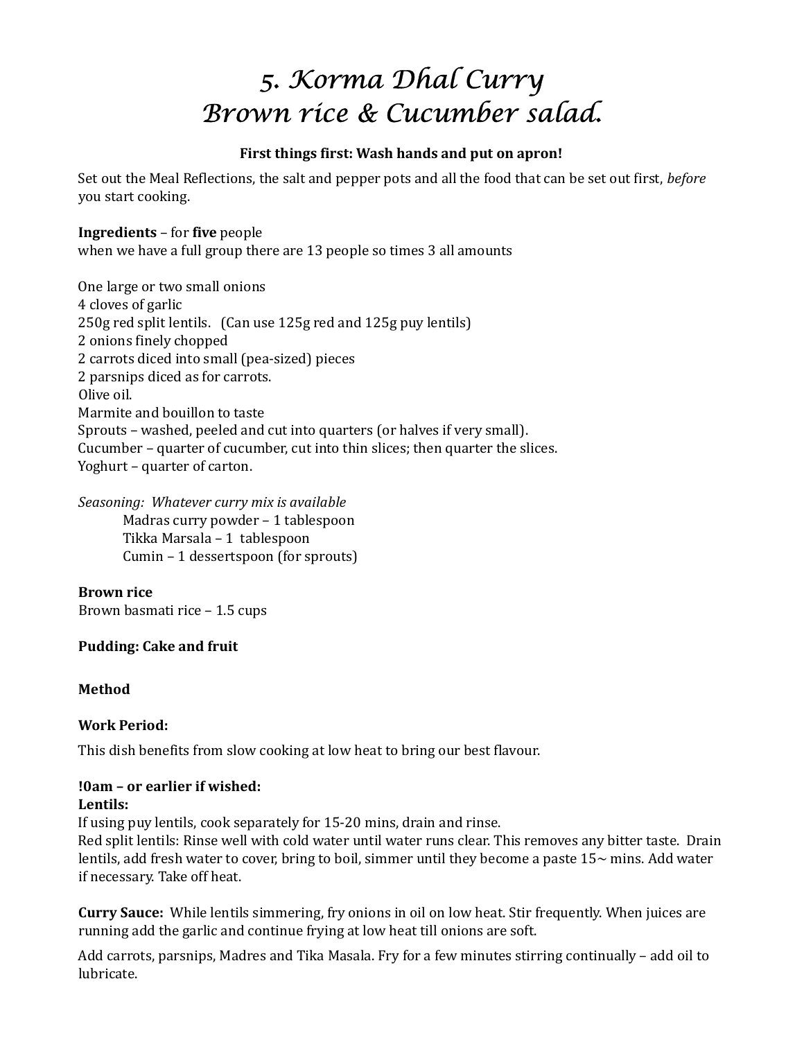# 5. Korma Dhal Curry
# Brown rice & Cucumber salad.

**First things first: Wash hands and put on apron!**

Set out the Meal Reflections, the salt and pepper pots and all the food that can be set out first, *before* you start cooking.

**Ingredients** – for **five** people
when we have a full group there are 13 people so times 3 all amounts

One large or two small onions
4 cloves of garlic
250g red split lentils. (Can use 125g red and 125g puy lentils)
2 onions finely chopped
2 carrots diced into small (pea-sized) pieces
2 parsnips diced as for carrots.
Olive oil.
Marmite and bouillon to taste
Sprouts – washed, peeled and cut into quarters (or halves if very small).
Cucumber – quarter of cucumber, cut into thin slices; then quarter the slices.
Yoghurt – quarter of carton.

*Seasoning: Whatever curry mix is available*

> Madras curry powder – 1 tablespoon
> Tikka Marsala – 1 tablespoon
> Cumin – 1 dessertspoon (for sprouts)

**Brown rice**
Brown basmati rice – 1.5 cups

**Pudding: Cake and fruit**

**Method**

**Work Period:**

This dish benefits from slow cooking at low heat to bring our best flavour.

**!0am – or earlier if wished:**
**Lentils:**
If using puy lentils, cook separately for 15-20 mins, drain and rinse.
Red split lentils: Rinse well with cold water until water runs clear. This removes any bitter taste. Drain lentils, add fresh water to cover, bring to boil, simmer until they become a paste 15~ mins. Add water if necessary. Take off heat.

**Curry Sauce:** While lentils simmering, fry onions in oil on low heat. Stir frequently. When juices are running add the garlic and continue frying at low heat till onions are soft.

Add carrots, parsnips, Madres and Tika Masala. Fry for a few minutes stirring continually – add oil to lubricate.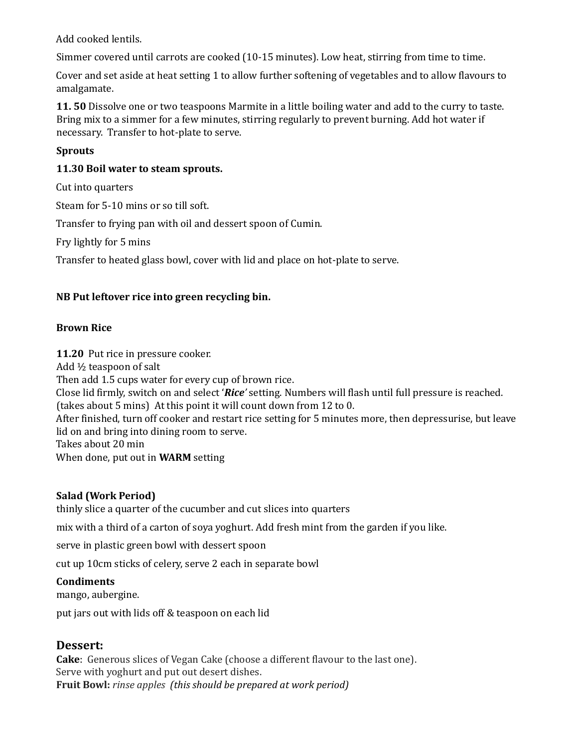Add cooked lentils.

Simmer covered until carrots are cooked (10-15 minutes). Low heat, stirring from time to time.

Cover and set aside at heat setting 1 to allow further softening of vegetables and to allow flavours to amalgamate.

**11. 50** Dissolve one or two teaspoons Marmite in a little boiling water and add to the curry to taste. Bring mix to a simmer for a few minutes, stirring regularly to prevent burning. Add hot water if necessary. Transfer to hot-plate to serve.

**Sprouts**

**11.30 Boil water to steam sprouts.**

Cut into quarters

Steam for 5-10 mins or so till soft.

Transfer to frying pan with oil and dessert spoon of Cumin.

Fry lightly for 5 mins

Transfer to heated glass bowl, cover with lid and place on hot-plate to serve.

**NB Put leftover rice into green recycling bin.**

**Brown Rice**

**11.20** Put rice in pressure cooker.
Add ½ teaspoon of salt
Then add 1.5 cups water for every cup of brown rice.
Close lid firmly, switch on and select '***Rice'*** setting. Numbers will flash until full pressure is reached. (takes about 5 mins) At this point it will count down from 12 to 0.
After finished, turn off cooker and restart rice setting for 5 minutes more, then depressurise, but leave lid on and bring into dining room to serve.
Takes about 20 min
When done, put out in **WARM** setting

**Salad (Work Period)**
thinly slice a quarter of the cucumber and cut slices into quarters

mix with a third of a carton of soya yoghurt. Add fresh mint from the garden if you like.

serve in plastic green bowl with dessert spoon

cut up 10cm sticks of celery, serve 2 each in separate bowl

**Condiments**
mango, aubergine.

put jars out with lids off & teaspoon on each lid

## Dessert:

**Cake**: Generous slices of Vegan Cake (choose a different flavour to the last one).
Serve with yoghurt and put out desert dishes.
**Fruit Bowl:** *rinse apples (this should be prepared at work period)*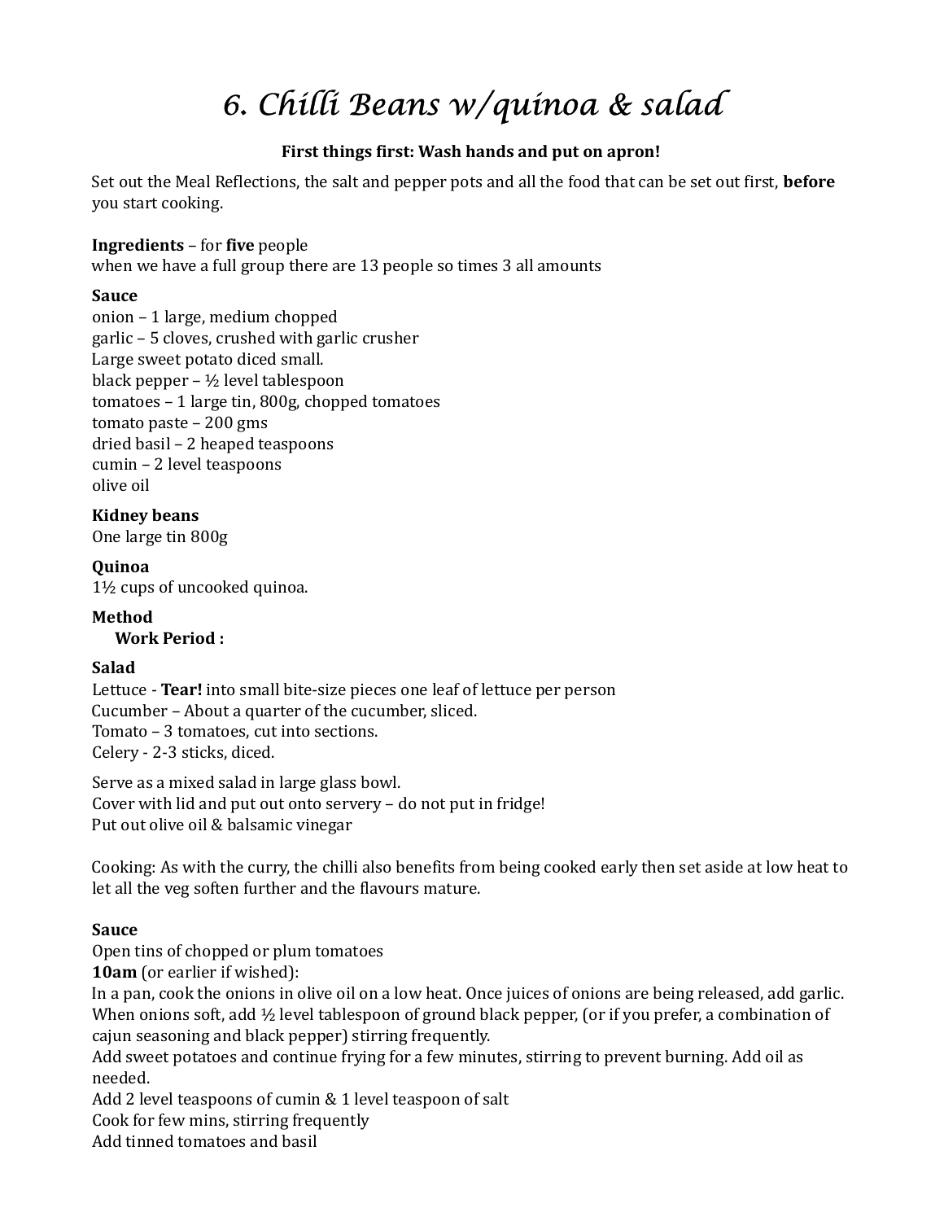# 6. Chilli Beans w/quinoa & salad

**First things first: Wash hands and put on apron!**

Set out the Meal Reflections, the salt and pepper pots and all the food that can be set out first, **before** you start cooking.

**Ingredients** – for **five** people
when we have a full group there are 13 people so times 3 all amounts

**Sauce**
onion – 1 large, medium chopped
garlic – 5 cloves, crushed with garlic crusher
Large sweet potato diced small.
black pepper – ½ level tablespoon
tomatoes – 1 large tin, 800g, chopped tomatoes
tomato paste – 200 gms
dried basil – 2 heaped teaspoons
cumin – 2 level teaspoons
olive oil

**Kidney beans**
One large tin 800g

**Quinoa**
1½ cups of uncooked quinoa.

**Method**
**Work Period :**

**Salad**
Lettuce - **Tear!** into small bite-size pieces one leaf of lettuce per person
Cucumber – About a quarter of the cucumber, sliced.
Tomato – 3 tomatoes, cut into sections.
Celery - 2-3 sticks, diced.

Serve as a mixed salad in large glass bowl.
Cover with lid and put out onto servery – do not put in fridge!
Put out olive oil & balsamic vinegar

Cooking: As with the curry, the chilli also benefits from being cooked early then set aside at low heat to let all the veg soften further and the flavours mature.

**Sauce**
Open tins of chopped or plum tomatoes
**10am** (or earlier if wished):
In a pan, cook the onions in olive oil on a low heat. Once juices of onions are being released, add garlic.
When onions soft, add ½ level tablespoon of ground black pepper, (or if you prefer, a combination of cajun seasoning and black pepper) stirring frequently.
Add sweet potatoes and continue frying for a few minutes, stirring to prevent burning. Add oil as needed.
Add 2 level teaspoons of cumin & 1 level teaspoon of salt
Cook for few mins, stirring frequently
Add tinned tomatoes and basil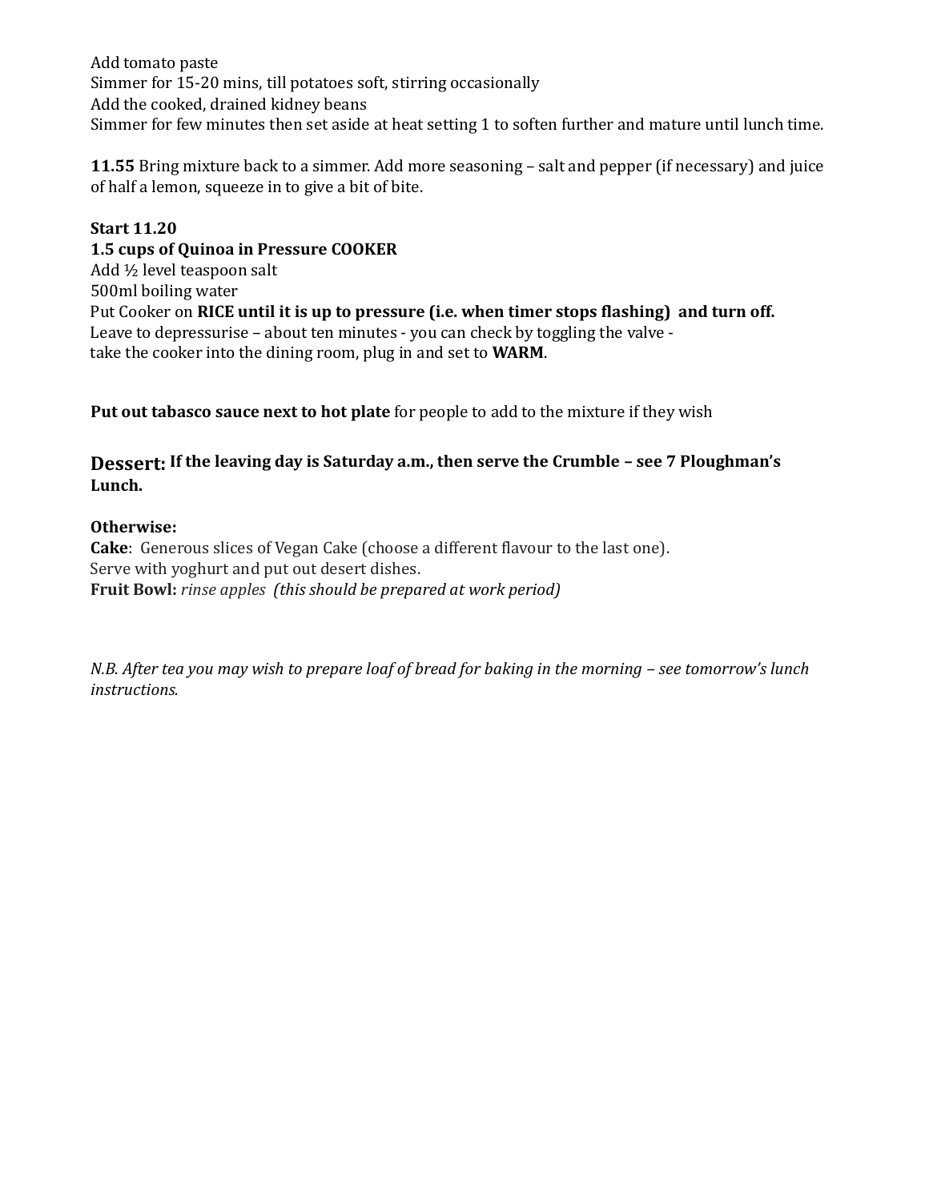Add tomato paste
Simmer for 15-20 mins, till potatoes soft, stirring occasionally
Add the cooked, drained kidney beans
Simmer for few minutes then set aside at heat setting 1 to soften further and mature until lunch time.

**11.55** Bring mixture back to a simmer. Add more seasoning – salt and pepper (if necessary) and juice of half a lemon, squeeze in to give a bit of bite.

**Start 11.20**
**1.5 cups of Quinoa in Pressure COOKER**
Add ½ level teaspoon salt
500ml boiling water
Put Cooker on **RICE until it is up to pressure (i.e. when timer stops flashing) and turn off.**
Leave to depressurise – about ten minutes - you can check by toggling the valve -
take the cooker into the dining room, plug in and set to **WARM**.

**Put out tabasco sauce next to hot plate** for people to add to the mixture if they wish

**Dessert: If the leaving day is Saturday a.m., then serve the Crumble – see 7 Ploughman's Lunch.**

**Otherwise:**
**Cake**: Generous slices of Vegan Cake (choose a different flavour to the last one).
Serve with yoghurt and put out desert dishes.
**Fruit Bowl:** *rinse apples (this should be prepared at work period)*

*N.B. After tea you may wish to prepare loaf of bread for baking in the morning – see tomorrow's lunch instructions.*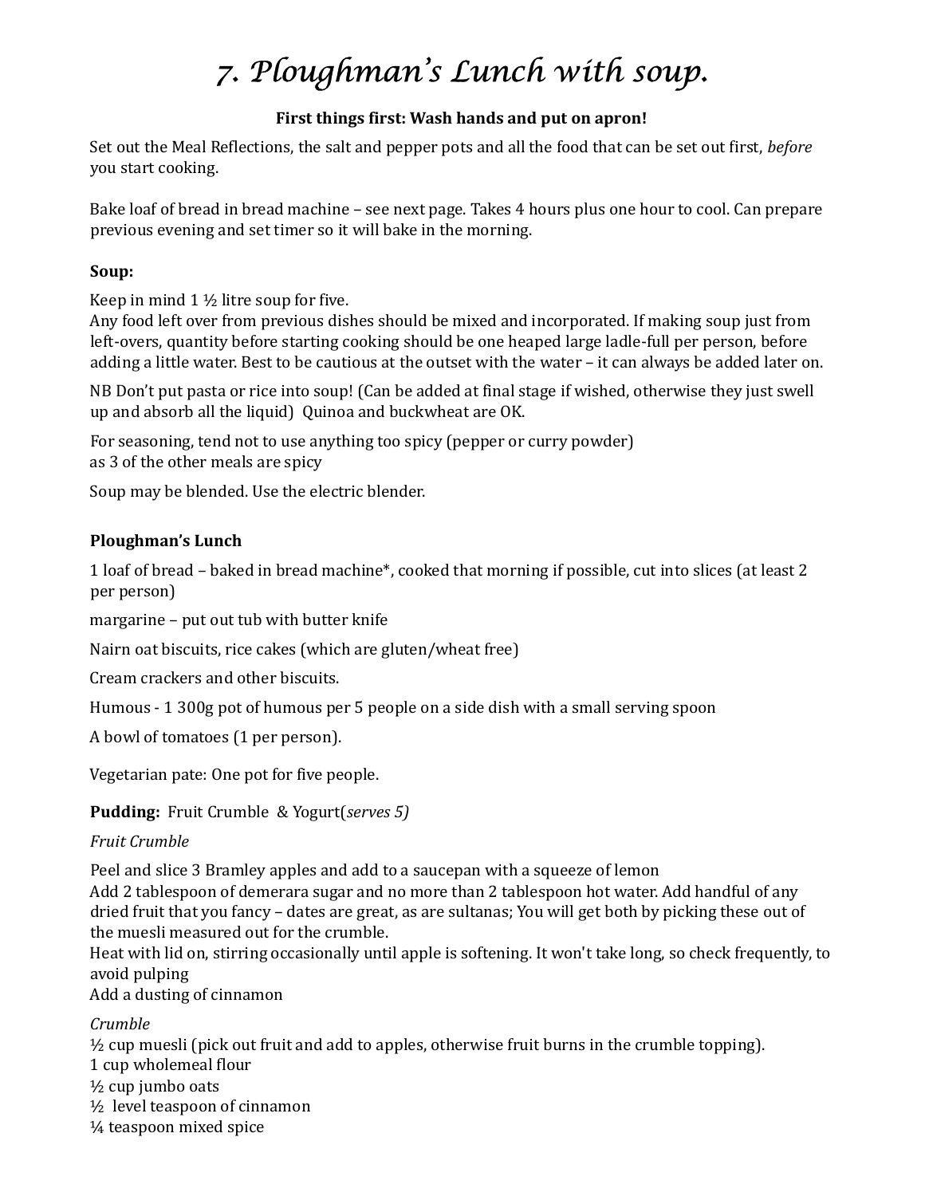# 7. Ploughman's Lunch with soup.

**First things first: Wash hands and put on apron!**

Set out the Meal Reflections, the salt and pepper pots and all the food that can be set out first, *before* you start cooking.

Bake loaf of bread in bread machine – see next page. Takes 4 hours plus one hour to cool. Can prepare previous evening and set timer so it will bake in the morning.

**Soup:**

Keep in mind 1 ½ litre soup for five.
Any food left over from previous dishes should be mixed and incorporated. If making soup just from left-overs, quantity before starting cooking should be one heaped large ladle-full per person, before adding a little water. Best to be cautious at the outset with the water – it can always be added later on.

NB Don't put pasta or rice into soup! (Can be added at final stage if wished, otherwise they just swell up and absorb all the liquid) Quinoa and buckwheat are OK.

For seasoning, tend not to use anything too spicy (pepper or curry powder)
as 3 of the other meals are spicy

Soup may be blended. Use the electric blender.

**Ploughman's Lunch**

1 loaf of bread – baked in bread machine*, cooked that morning if possible, cut into slices (at least 2 per person)

margarine – put out tub with butter knife

Nairn oat biscuits, rice cakes (which are gluten/wheat free)

Cream crackers and other biscuits.

Humous - 1 300g pot of humous per 5 people on a side dish with a small serving spoon

A bowl of tomatoes (1 per person).

Vegetarian pate: One pot for five people.

**Pudding:** Fruit Crumble & Yogurt(*serves 5)*

*Fruit Crumble*

Peel and slice 3 Bramley apples and add to a saucepan with a squeeze of lemon
Add 2 tablespoon of demerara sugar and no more than 2 tablespoon hot water. Add handful of any dried fruit that you fancy – dates are great, as are sultanas; You will get both by picking these out of the muesli measured out for the crumble.
Heat with lid on, stirring occasionally until apple is softening. It won't take long, so check frequently, to avoid pulping
Add a dusting of cinnamon

*Crumble*
½ cup muesli (pick out fruit and add to apples, otherwise fruit burns in the crumble topping).
1 cup wholemeal flour
½ cup jumbo oats
½ level teaspoon of cinnamon
¼ teaspoon mixed spice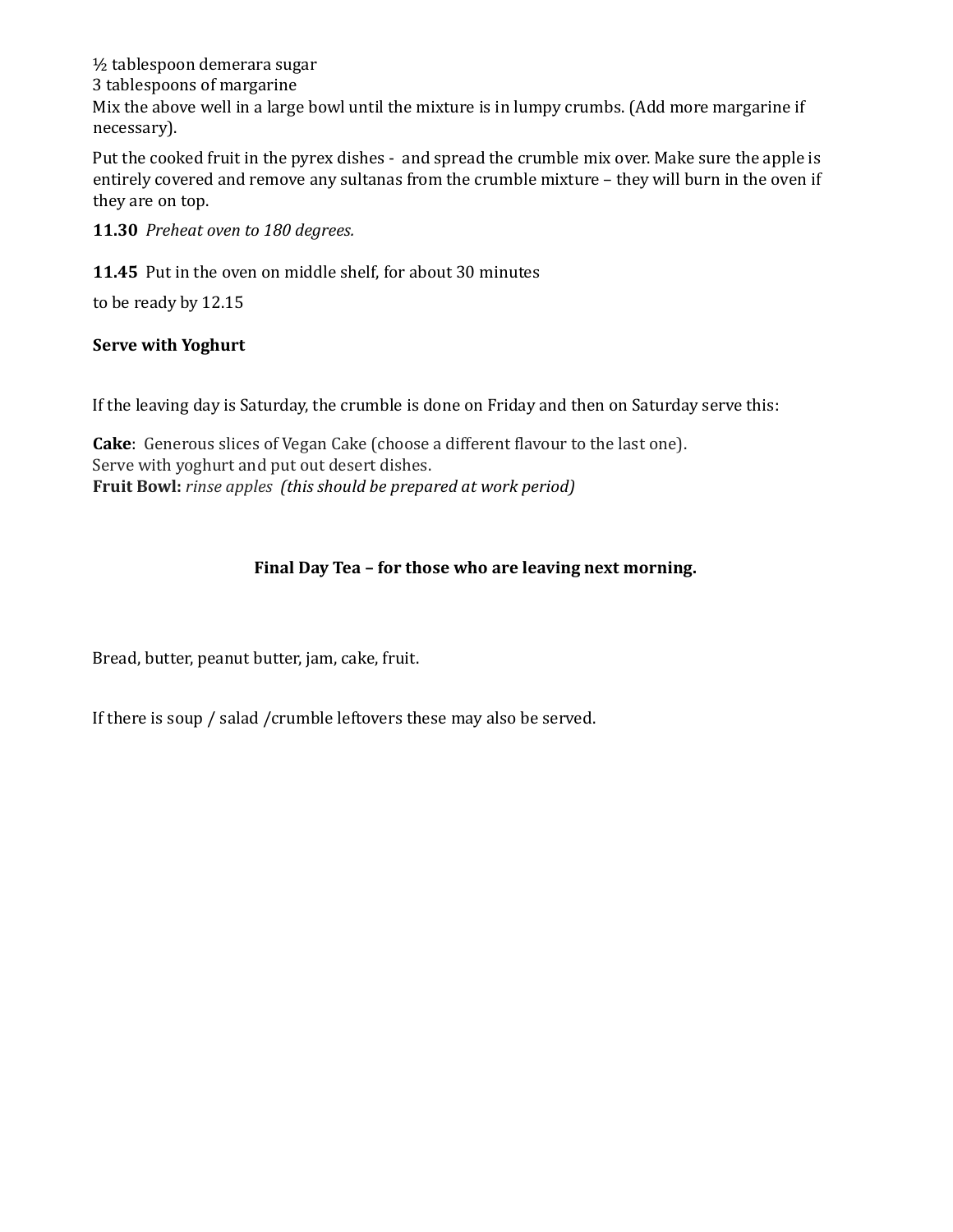½ tablespoon demerara sugar
3 tablespoons of margarine
Mix the above well in a large bowl until the mixture is in lumpy crumbs. (Add more margarine if necessary).

Put the cooked fruit in the pyrex dishes - and spread the crumble mix over. Make sure the apple is entirely covered and remove any sultanas from the crumble mixture – they will burn in the oven if they are on top.

**11.30** *Preheat oven to 180 degrees.*

**11.45** Put in the oven on middle shelf, for about 30 minutes

to be ready by 12.15

**Serve with Yoghurt**

If the leaving day is Saturday, the crumble is done on Friday and then on Saturday serve this:

**Cake**: Generous slices of Vegan Cake (choose a different flavour to the last one).
Serve with yoghurt and put out desert dishes.
**Fruit Bowl:** *rinse apples (this should be prepared at work period)*

**Final Day Tea – for those who are leaving next morning.**

Bread, butter, peanut butter, jam, cake, fruit.

If there is soup / salad /crumble leftovers these may also be served.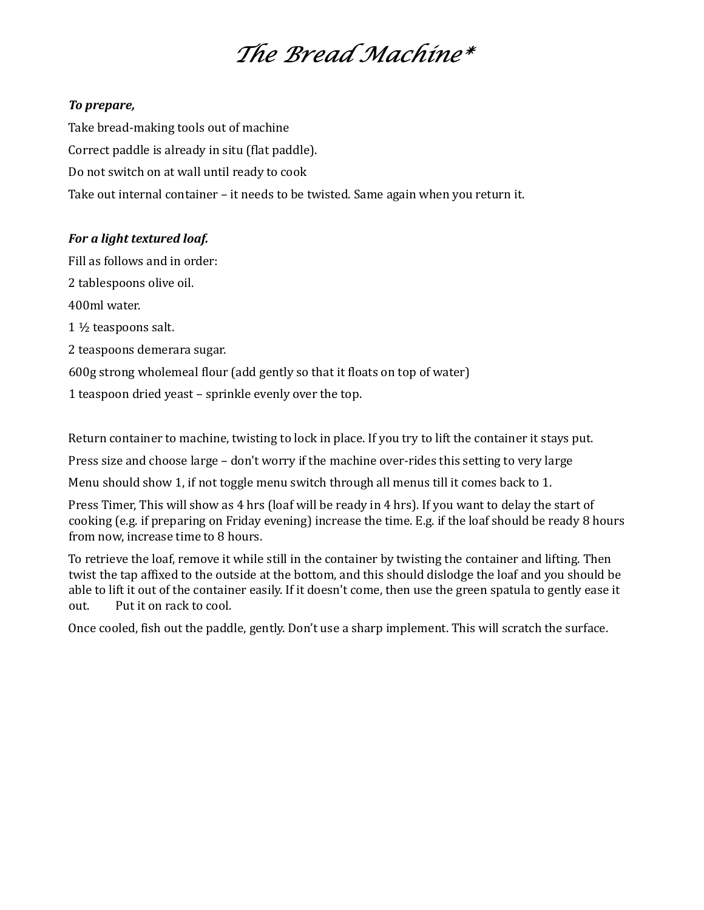# The Bread Machine*

***To prepare,***

Take bread-making tools out of machine

Correct paddle is already in situ (flat paddle).

Do not switch on at wall until ready to cook

Take out internal container – it needs to be twisted. Same again when you return it.

***For a light textured loaf.***

Fill as follows and in order:

2 tablespoons olive oil.

400ml water.

1 ½ teaspoons salt.

2 teaspoons demerara sugar.

600g strong wholemeal flour (add gently so that it floats on top of water)

1 teaspoon dried yeast – sprinkle evenly over the top.

Return container to machine, twisting to lock in place. If you try to lift the container it stays put.

Press size and choose large – don't worry if the machine over-rides this setting to very large

Menu should show 1, if not toggle menu switch through all menus till it comes back to 1.

Press Timer, This will show as 4 hrs (loaf will be ready in 4 hrs). If you want to delay the start of cooking (e.g. if preparing on Friday evening) increase the time. E.g. if the loaf should be ready 8 hours from now, increase time to 8 hours.

To retrieve the loaf, remove it while still in the container by twisting the container and lifting. Then twist the tap affixed to the outside at the bottom, and this should dislodge the loaf and you should be able to lift it out of the container easily. If it doesn't come, then use the green spatula to gently ease it out. Put it on rack to cool.

Once cooled, fish out the paddle, gently. Don't use a sharp implement. This will scratch the surface.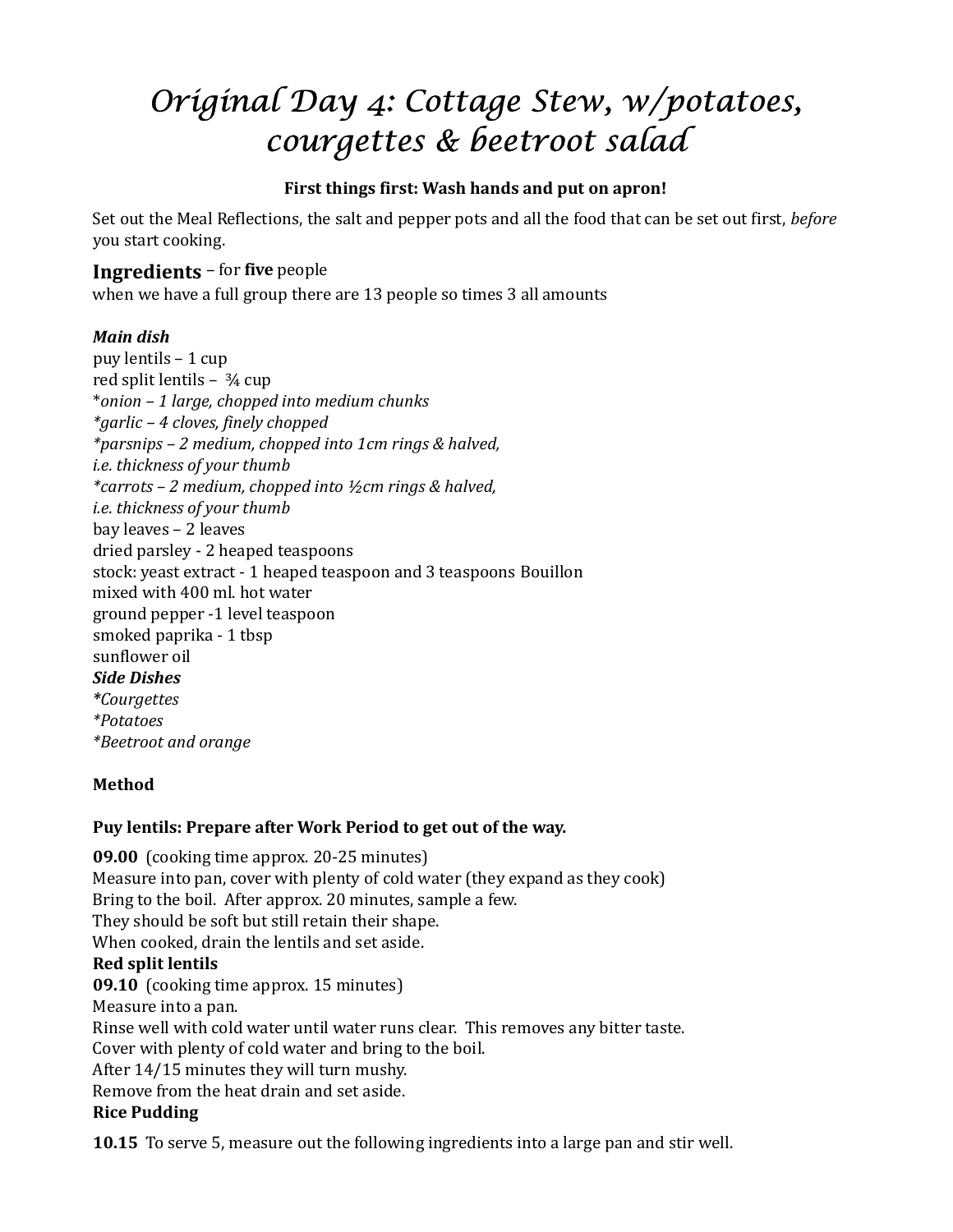# *Original Day 4: Cottage Stew, w/potatoes, courgettes & beetroot salad*

**First things first: Wash hands and put on apron!**

Set out the Meal Reflections, the salt and pepper pots and all the food that can be set out first, *before* you start cooking.

## Ingredients – for **five** people

when we have a full group there are 13 people so times 3 all amounts

***Main dish***

puy lentils – 1 cup
red split lentils – ¾ cup
**onion – 1 large, chopped into medium chunks*
**garlic – 4 cloves, finely chopped*
**parsnips – 2 medium, chopped into 1cm rings & halved,*
*i.e. thickness of your thumb*
**carrots – 2 medium, chopped into ½cm rings & halved,*
*i.e. thickness of your thumb*
bay leaves – 2 leaves
dried parsley - 2 heaped teaspoons
stock: yeast extract - 1 heaped teaspoon and 3 teaspoons Bouillon
mixed with 400 ml. hot water
ground pepper -1 level teaspoon
smoked paprika - 1 tbsp
sunflower oil

***Side Dishes***

**Courgettes*
**Potatoes*
**Beetroot and orange*

**Method**

**Puy lentils: Prepare after Work Period to get out of the way.**

**09.00** (cooking time approx. 20-25 minutes)
Measure into pan, cover with plenty of cold water (they expand as they cook)
Bring to the boil. After approx. 20 minutes, sample a few.
They should be soft but still retain their shape.
When cooked, drain the lentils and set aside.

**Red split lentils**

**09.10** (cooking time approx. 15 minutes)
Measure into a pan.
Rinse well with cold water until water runs clear. This removes any bitter taste.
Cover with plenty of cold water and bring to the boil.
After 14/15 minutes they will turn mushy.
Remove from the heat drain and set aside.

**Rice Pudding**

**10.15** To serve 5, measure out the following ingredients into a large pan and stir well.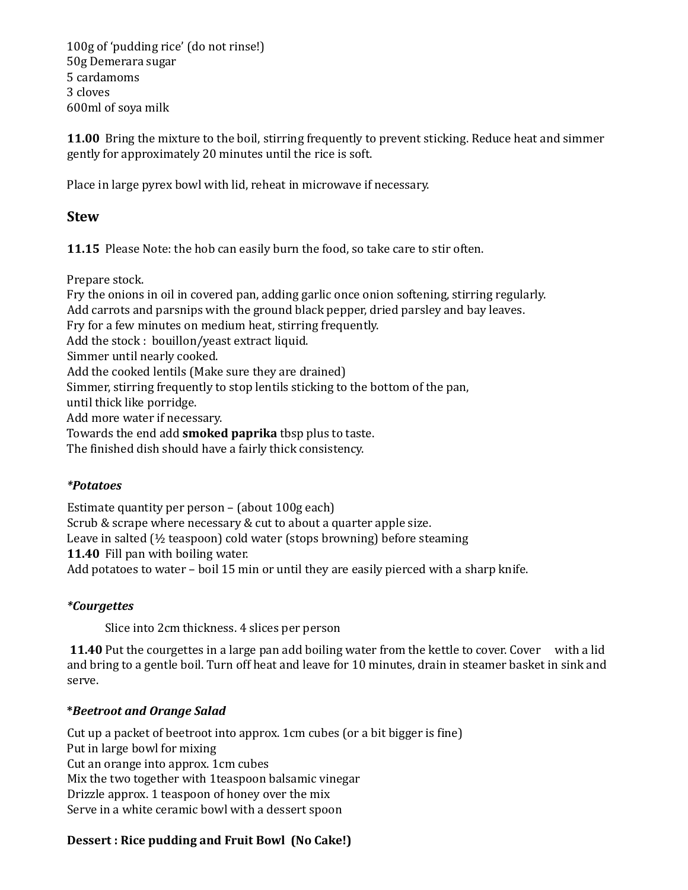100g of 'pudding rice' (do not rinse!)
50g Demerara sugar
5 cardamoms
3 cloves
600ml of soya milk

**11.00** Bring the mixture to the boil, stirring frequently to prevent sticking. Reduce heat and simmer gently for approximately 20 minutes until the rice is soft.

Place in large pyrex bowl with lid, reheat in microwave if necessary.

## Stew

**11.15** Please Note: the hob can easily burn the food, so take care to stir often.

Prepare stock.
Fry the onions in oil in covered pan, adding garlic once onion softening, stirring regularly.
Add carrots and parsnips with the ground black pepper, dried parsley and bay leaves.
Fry for a few minutes on medium heat, stirring frequently.
Add the stock : bouillon/yeast extract liquid.
Simmer until nearly cooked.
Add the cooked lentils (Make sure they are drained)
Simmer, stirring frequently to stop lentils sticking to the bottom of the pan,
until thick like porridge.
Add more water if necessary.
Towards the end add **smoked paprika** tbsp plus to taste.
The finished dish should have a fairly thick consistency.

### *\*Potatoes*

Estimate quantity per person – (about 100g each)
Scrub & scrape where necessary & cut to about a quarter apple size.
Leave in salted (½ teaspoon) cold water (stops browning) before steaming
**11.40** Fill pan with boiling water.
Add potatoes to water – boil 15 min or until they are easily pierced with a sharp knife.

### *\*Courgettes*

Slice into 2cm thickness. 4 slices per person

**11.40** Put the courgettes in a large pan add boiling water from the kettle to cover. Cover with a lid and bring to a gentle boil. Turn off heat and leave for 10 minutes, drain in steamer basket in sink and serve.

### ***\*Beetroot and Orange Salad***

Cut up a packet of beetroot into approx. 1cm cubes (or a bit bigger is fine)
Put in large bowl for mixing
Cut an orange into approx. 1cm cubes
Mix the two together with 1teaspoon balsamic vinegar
Drizzle approx. 1 teaspoon of honey over the mix
Serve in a white ceramic bowl with a dessert spoon

**Dessert : Rice pudding and Fruit Bowl (No Cake!)**